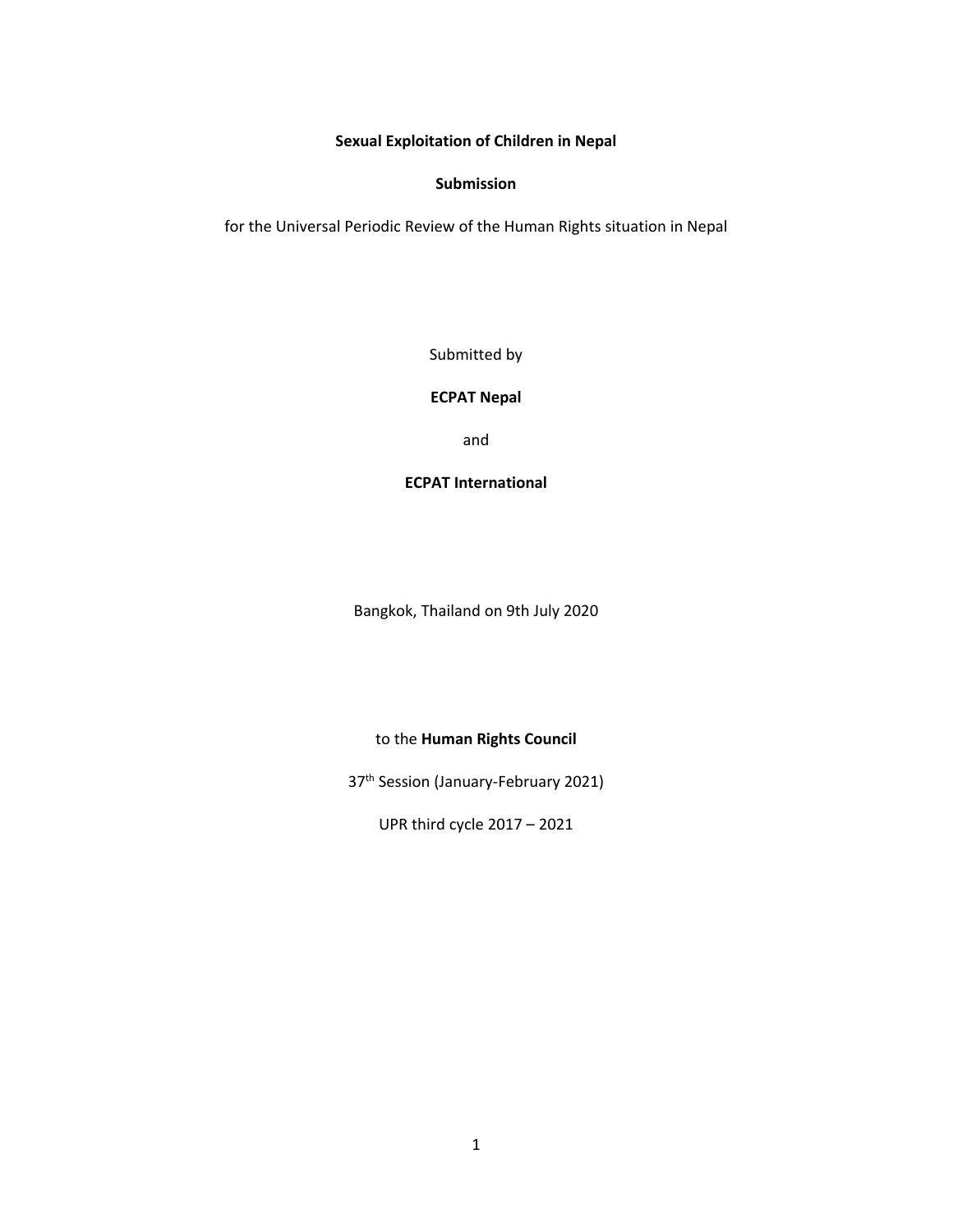# Sexual Exploitation of Children in Nepal

**Submission**

for the Universal Periodic Review of the Human Rights situation in Nepal

Submitted by

**ECPAT Nepal**

and

**ECPAT International**

Bangkok, Thailand on 9th July 2020

to the **Human Rights Council**

37th Session (January-February 2021)

UPR third cycle 2017 – 2021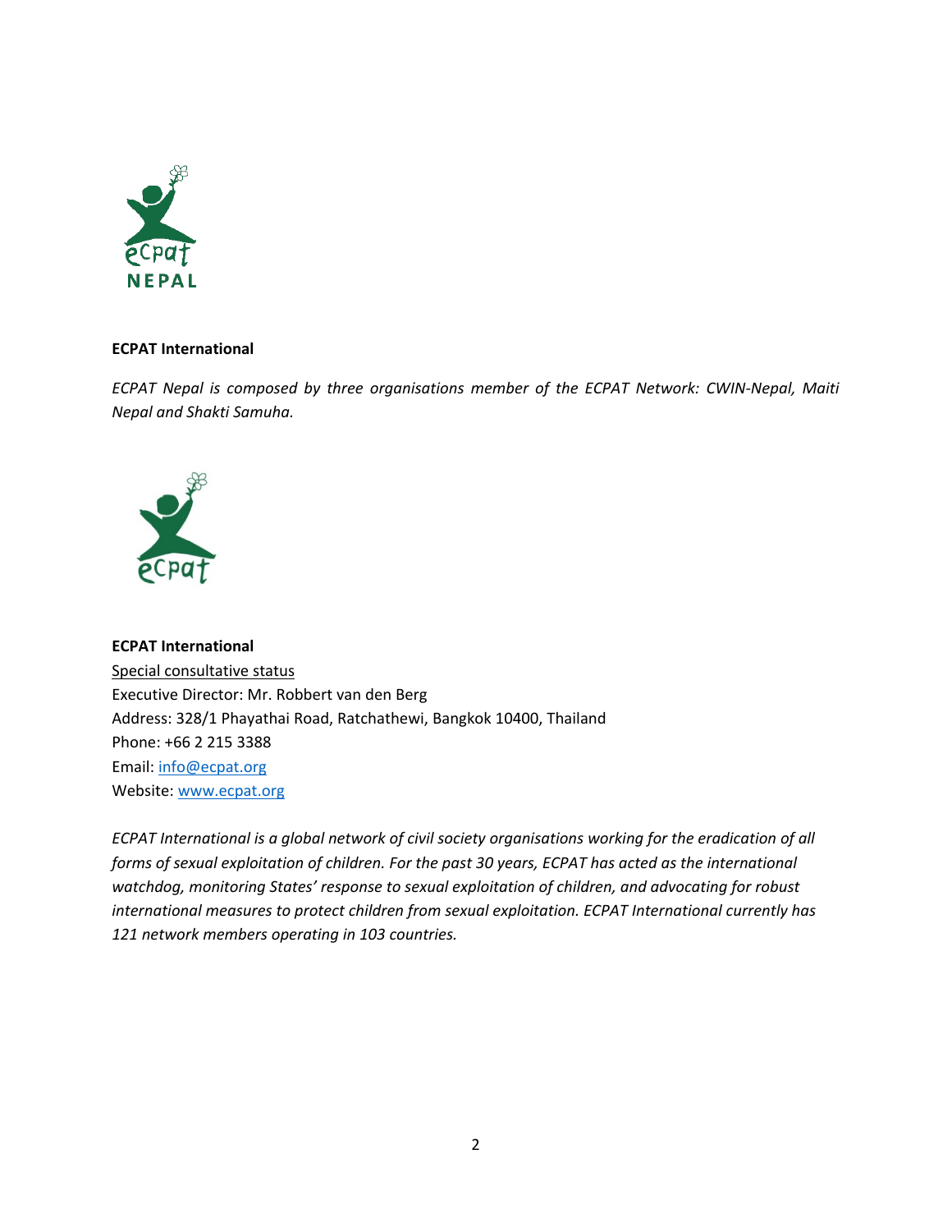**ECPAT International**

*ECPAT Nepal is composed by three organisations member of the ECPAT Network: CWIN-Nepal, Maiti Nepal and Shakti Samuha.*

**ECPAT International**
Special consultative status
Executive Director: Mr. Robbert van den Berg
Address: 328/1 Phayathai Road, Ratchathewi, Bangkok 10400, Thailand
Phone: +66 2 215 3388
Email: [info@ecpat.org](mailto:info@ecpat.org)
Website: [www.ecpat.org](http://www.ecpat.org)

*ECPAT International is a global network of civil society organisations working for the eradication of all forms of sexual exploitation of children. For the past 30 years, ECPAT has acted as the international watchdog, monitoring States' response to sexual exploitation of children, and advocating for robust international measures to protect children from sexual exploitation. ECPAT International currently has 121 network members operating in 103 countries.*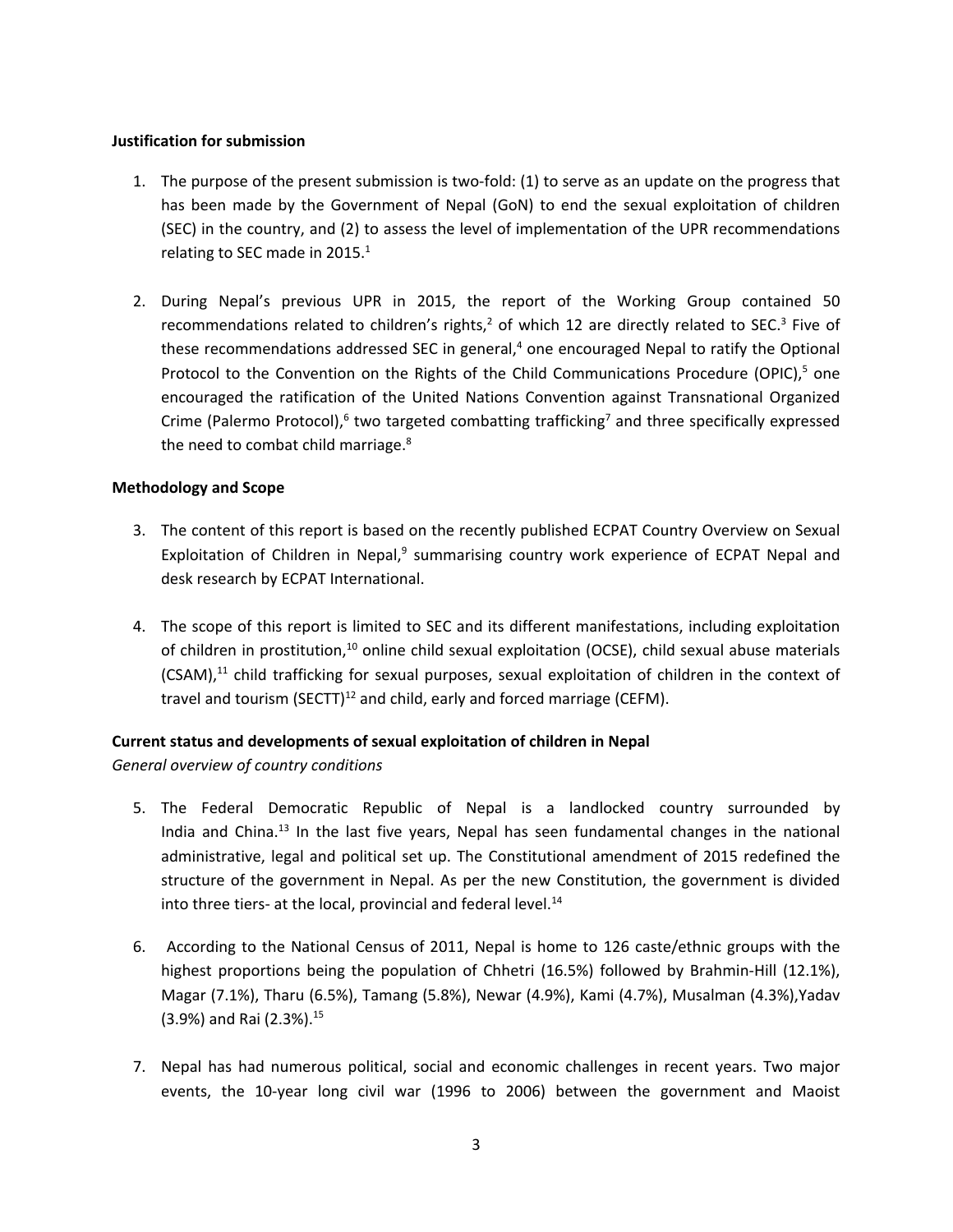**Justification for submission**

1. The purpose of the present submission is two-fold: (1) to serve as an update on the progress that has been made by the Government of Nepal (GoN) to end the sexual exploitation of children (SEC) in the country, and (2) to assess the level of implementation of the UPR recommendations relating to SEC made in 2015.[1]

2. During Nepal's previous UPR in 2015, the report of the Working Group contained 50 recommendations related to children's rights,[2] of which 12 are directly related to SEC.[3] Five of these recommendations addressed SEC in general,[4] one encouraged Nepal to ratify the Optional Protocol to the Convention on the Rights of the Child Communications Procedure (OPIC),[5] one encouraged the ratification of the United Nations Convention against Transnational Organized Crime (Palermo Protocol),[6] two targeted combatting trafficking[7] and three specifically expressed the need to combat child marriage.[8]

**Methodology and Scope**

3. The content of this report is based on the recently published ECPAT Country Overview on Sexual Exploitation of Children in Nepal,[9] summarising country work experience of ECPAT Nepal and desk research by ECPAT International.

4. The scope of this report is limited to SEC and its different manifestations, including exploitation of children in prostitution,[10] online child sexual exploitation (OCSE), child sexual abuse materials (CSAM),[11] child trafficking for sexual purposes, sexual exploitation of children in the context of travel and tourism (SECTT)[12] and child, early and forced marriage (CEFM).

**Current status and developments of sexual exploitation of children in Nepal**

*General overview of country conditions*

5. The Federal Democratic Republic of Nepal is a landlocked country surrounded by India and China.[13] In the last five years, Nepal has seen fundamental changes in the national administrative, legal and political set up. The Constitutional amendment of 2015 redefined the structure of the government in Nepal. As per the new Constitution, the government is divided into three tiers- at the local, provincial and federal level.[14]

6. According to the National Census of 2011, Nepal is home to 126 caste/ethnic groups with the highest proportions being the population of Chhetri (16.5%) followed by Brahmin-Hill (12.1%), Magar (7.1%), Tharu (6.5%), Tamang (5.8%), Newar (4.9%), Kami (4.7%), Musalman (4.3%),Yadav (3.9%) and Rai (2.3%).[15]

7. Nepal has had numerous political, social and economic challenges in recent years. Two major events, the 10-year long civil war (1996 to 2006) between the government and Maoist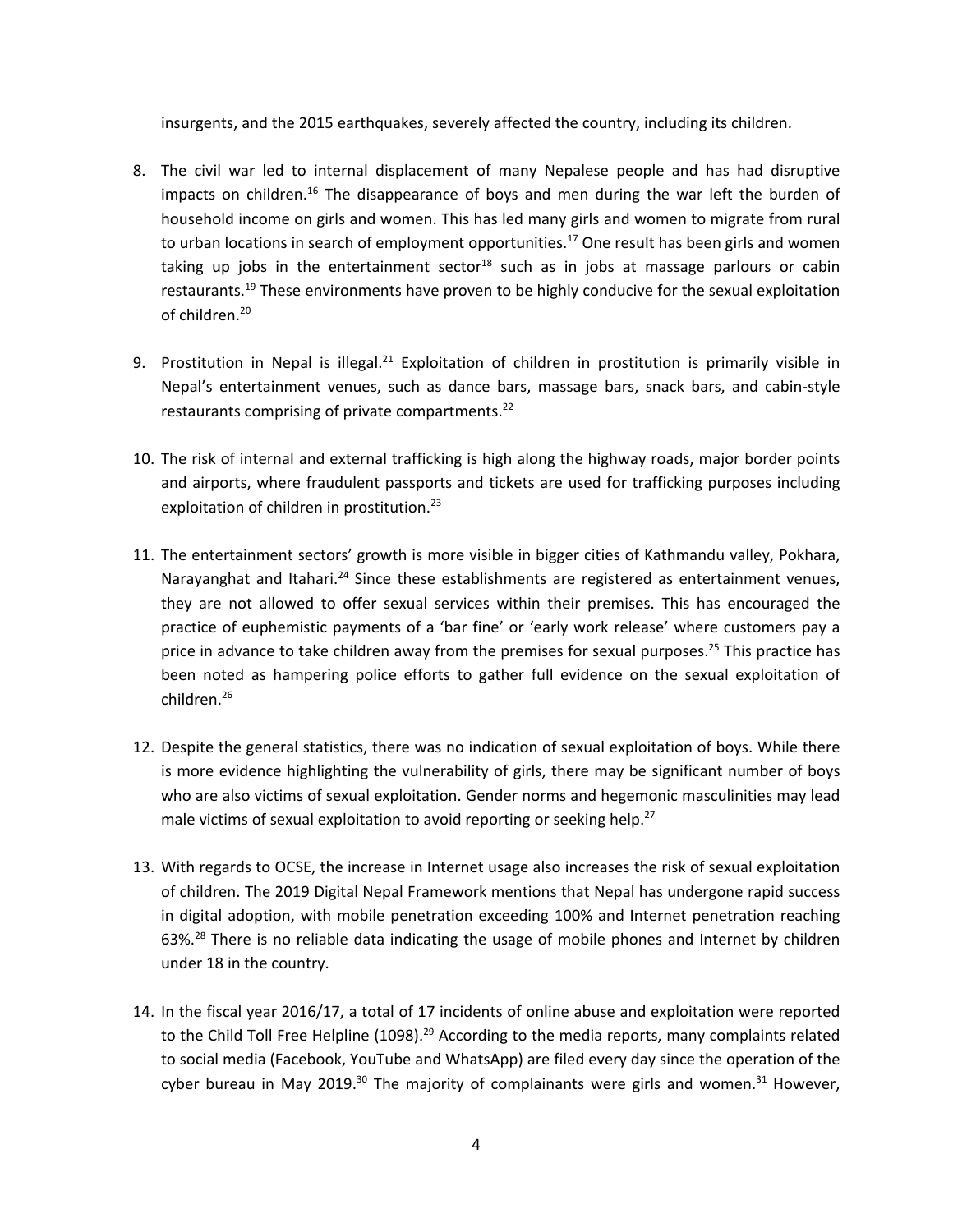insurgents, and the 2015 earthquakes, severely affected the country, including its children.

8. The civil war led to internal displacement of many Nepalese people and has had disruptive impacts on children.[16] The disappearance of boys and men during the war left the burden of household income on girls and women. This has led many girls and women to migrate from rural to urban locations in search of employment opportunities.[17] One result has been girls and women taking up jobs in the entertainment sector[18] such as in jobs at massage parlours or cabin restaurants.[19] These environments have proven to be highly conducive for the sexual exploitation of children.[20]

9. Prostitution in Nepal is illegal.[21] Exploitation of children in prostitution is primarily visible in Nepal's entertainment venues, such as dance bars, massage bars, snack bars, and cabin-style restaurants comprising of private compartments.[22]

10. The risk of internal and external trafficking is high along the highway roads, major border points and airports, where fraudulent passports and tickets are used for trafficking purposes including exploitation of children in prostitution.[23]

11. The entertainment sectors' growth is more visible in bigger cities of Kathmandu valley, Pokhara, Narayanghat and Itahari.[24] Since these establishments are registered as entertainment venues, they are not allowed to offer sexual services within their premises. This has encouraged the practice of euphemistic payments of a 'bar fine' or 'early work release' where customers pay a price in advance to take children away from the premises for sexual purposes.[25] This practice has been noted as hampering police efforts to gather full evidence on the sexual exploitation of children.[26]

12. Despite the general statistics, there was no indication of sexual exploitation of boys. While there is more evidence highlighting the vulnerability of girls, there may be significant number of boys who are also victims of sexual exploitation. Gender norms and hegemonic masculinities may lead male victims of sexual exploitation to avoid reporting or seeking help.[27]

13. With regards to OCSE, the increase in Internet usage also increases the risk of sexual exploitation of children. The 2019 Digital Nepal Framework mentions that Nepal has undergone rapid success in digital adoption, with mobile penetration exceeding 100% and Internet penetration reaching 63%.[28] There is no reliable data indicating the usage of mobile phones and Internet by children under 18 in the country.

14. In the fiscal year 2016/17, a total of 17 incidents of online abuse and exploitation were reported to the Child Toll Free Helpline (1098).[29] According to the media reports, many complaints related to social media (Facebook, YouTube and WhatsApp) are filed every day since the operation of the cyber bureau in May 2019.[30] The majority of complainants were girls and women.[31] However,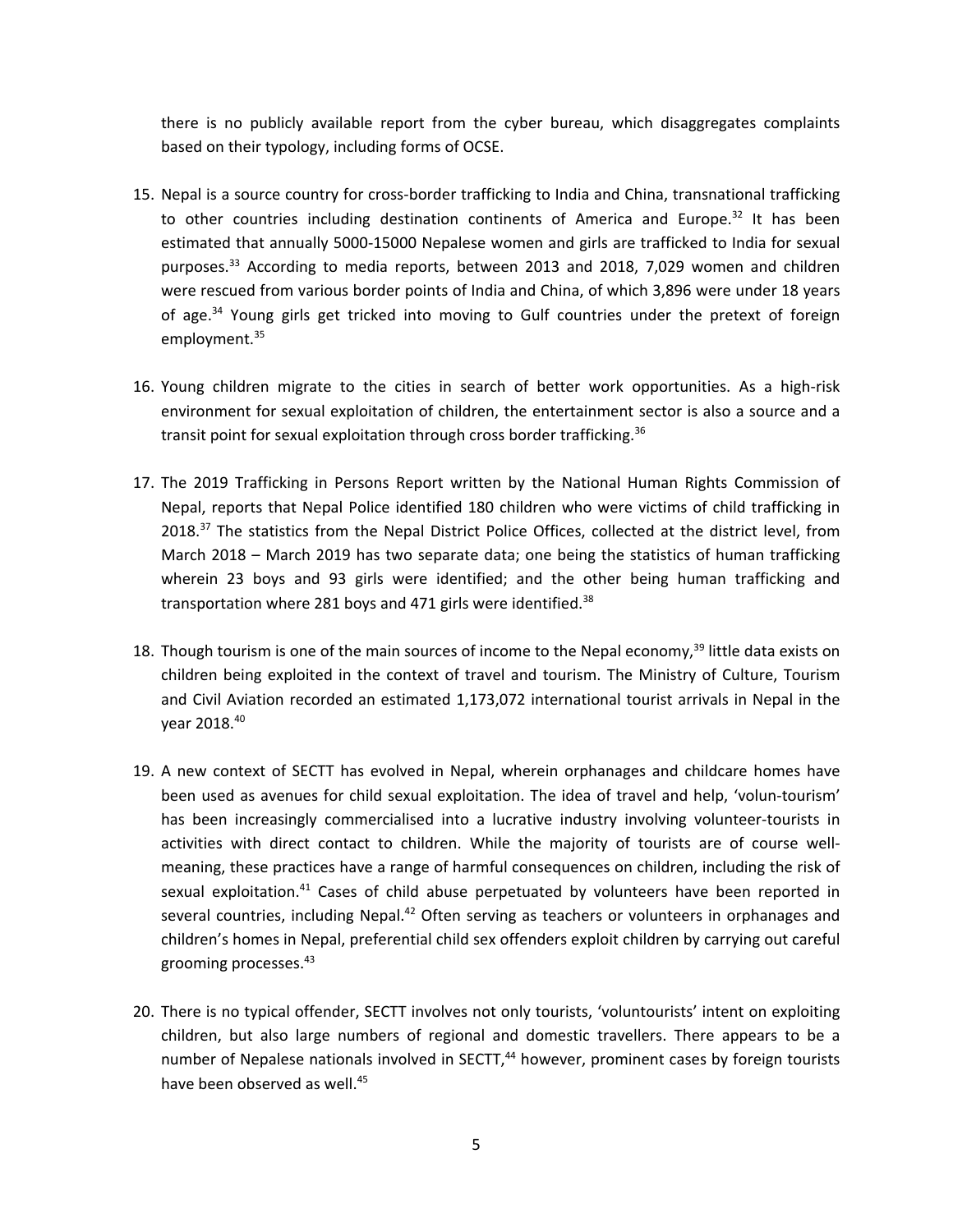there is no publicly available report from the cyber bureau, which disaggregates complaints based on their typology, including forms of OCSE.

15. Nepal is a source country for cross-border trafficking to India and China, transnational trafficking to other countries including destination continents of America and Europe.[32] It has been estimated that annually 5000-15000 Nepalese women and girls are trafficked to India for sexual purposes.[33] According to media reports, between 2013 and 2018, 7,029 women and children were rescued from various border points of India and China, of which 3,896 were under 18 years of age.[34] Young girls get tricked into moving to Gulf countries under the pretext of foreign employment.[35]

16. Young children migrate to the cities in search of better work opportunities. As a high-risk environment for sexual exploitation of children, the entertainment sector is also a source and a transit point for sexual exploitation through cross border trafficking.[36]

17. The 2019 Trafficking in Persons Report written by the National Human Rights Commission of Nepal, reports that Nepal Police identified 180 children who were victims of child trafficking in 2018.[37] The statistics from the Nepal District Police Offices, collected at the district level, from March 2018 – March 2019 has two separate data; one being the statistics of human trafficking wherein 23 boys and 93 girls were identified; and the other being human trafficking and transportation where 281 boys and 471 girls were identified.[38]

18. Though tourism is one of the main sources of income to the Nepal economy,[39] little data exists on children being exploited in the context of travel and tourism. The Ministry of Culture, Tourism and Civil Aviation recorded an estimated 1,173,072 international tourist arrivals in Nepal in the year 2018.[40]

19. A new context of SECTT has evolved in Nepal, wherein orphanages and childcare homes have been used as avenues for child sexual exploitation. The idea of travel and help, 'volun-tourism' has been increasingly commercialised into a lucrative industry involving volunteer-tourists in activities with direct contact to children. While the majority of tourists are of course well-meaning, these practices have a range of harmful consequences on children, including the risk of sexual exploitation.[41] Cases of child abuse perpetuated by volunteers have been reported in several countries, including Nepal.[42] Often serving as teachers or volunteers in orphanages and children's homes in Nepal, preferential child sex offenders exploit children by carrying out careful grooming processes.[43]

20. There is no typical offender, SECTT involves not only tourists, 'voluntourists' intent on exploiting children, but also large numbers of regional and domestic travellers. There appears to be a number of Nepalese nationals involved in SECTT,[44] however, prominent cases by foreign tourists have been observed as well.[45]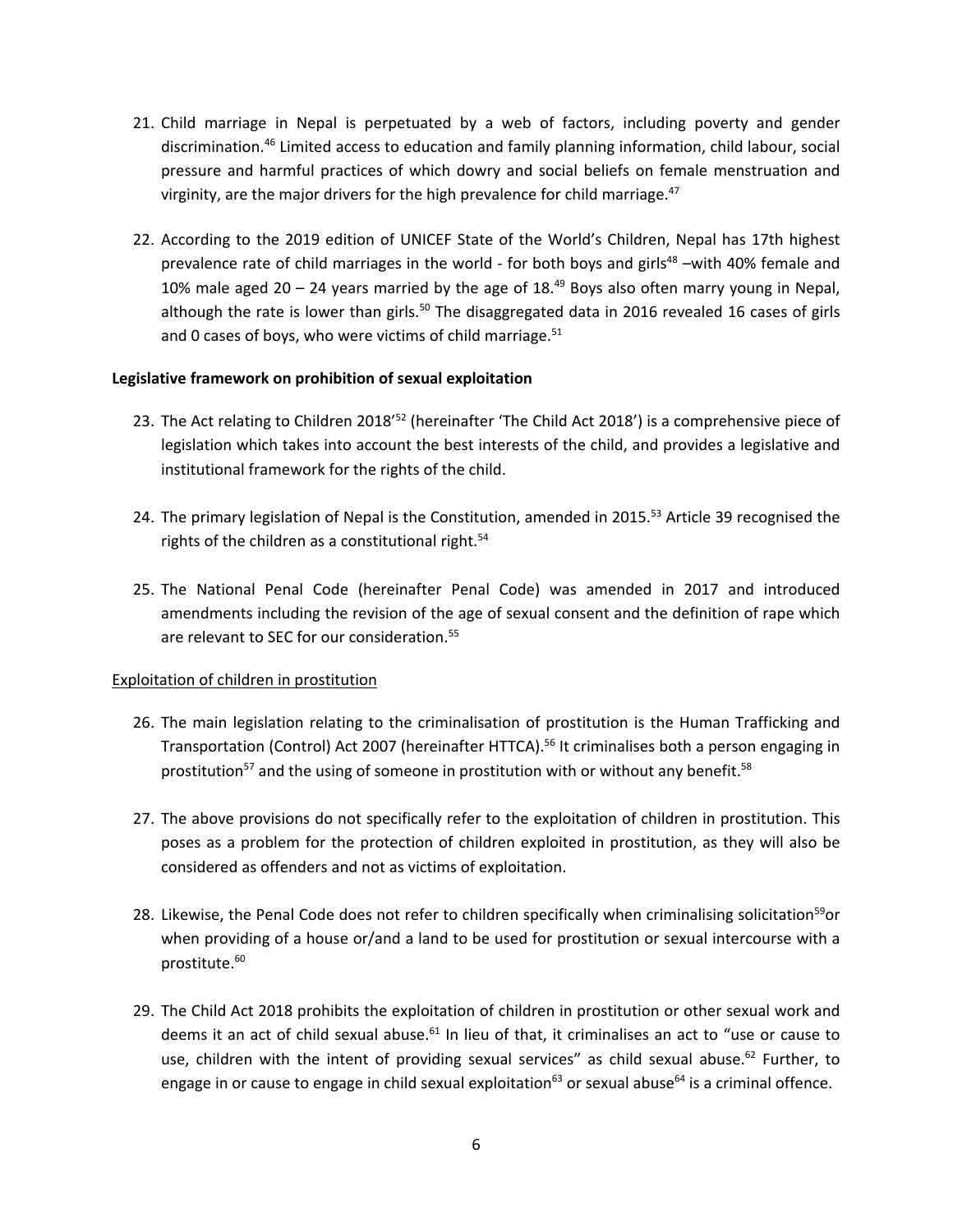21. Child marriage in Nepal is perpetuated by a web of factors, including poverty and gender discrimination.[46] Limited access to education and family planning information, child labour, social pressure and harmful practices of which dowry and social beliefs on female menstruation and virginity, are the major drivers for the high prevalence for child marriage.[47]

22. According to the 2019 edition of UNICEF State of the World's Children, Nepal has 17th highest prevalence rate of child marriages in the world - for both boys and girls[48] –with 40% female and 10% male aged 20 – 24 years married by the age of 18.[49] Boys also often marry young in Nepal, although the rate is lower than girls.[50] The disaggregated data in 2016 revealed 16 cases of girls and 0 cases of boys, who were victims of child marriage.[51]

**Legislative framework on prohibition of sexual exploitation**

23. The Act relating to Children 2018'[52] (hereinafter 'The Child Act 2018') is a comprehensive piece of legislation which takes into account the best interests of the child, and provides a legislative and institutional framework for the rights of the child.

24. The primary legislation of Nepal is the Constitution, amended in 2015.[53] Article 39 recognised the rights of the children as a constitutional right.[54]

25. The National Penal Code (hereinafter Penal Code) was amended in 2017 and introduced amendments including the revision of the age of sexual consent and the definition of rape which are relevant to SEC for our consideration.[55]

<u>Exploitation of children in prostitution</u>

26. The main legislation relating to the criminalisation of prostitution is the Human Trafficking and Transportation (Control) Act 2007 (hereinafter HTTCA).[56] It criminalises both a person engaging in prostitution[57] and the using of someone in prostitution with or without any benefit.[58]

27. The above provisions do not specifically refer to the exploitation of children in prostitution. This poses as a problem for the protection of children exploited in prostitution, as they will also be considered as offenders and not as victims of exploitation.

28. Likewise, the Penal Code does not refer to children specifically when criminalising solicitation[59]or when providing of a house or/and a land to be used for prostitution or sexual intercourse with a prostitute.[60]

29. The Child Act 2018 prohibits the exploitation of children in prostitution or other sexual work and deems it an act of child sexual abuse.[61] In lieu of that, it criminalises an act to "use or cause to use, children with the intent of providing sexual services" as child sexual abuse.[62] Further, to engage in or cause to engage in child sexual exploitation[63] or sexual abuse[64] is a criminal offence.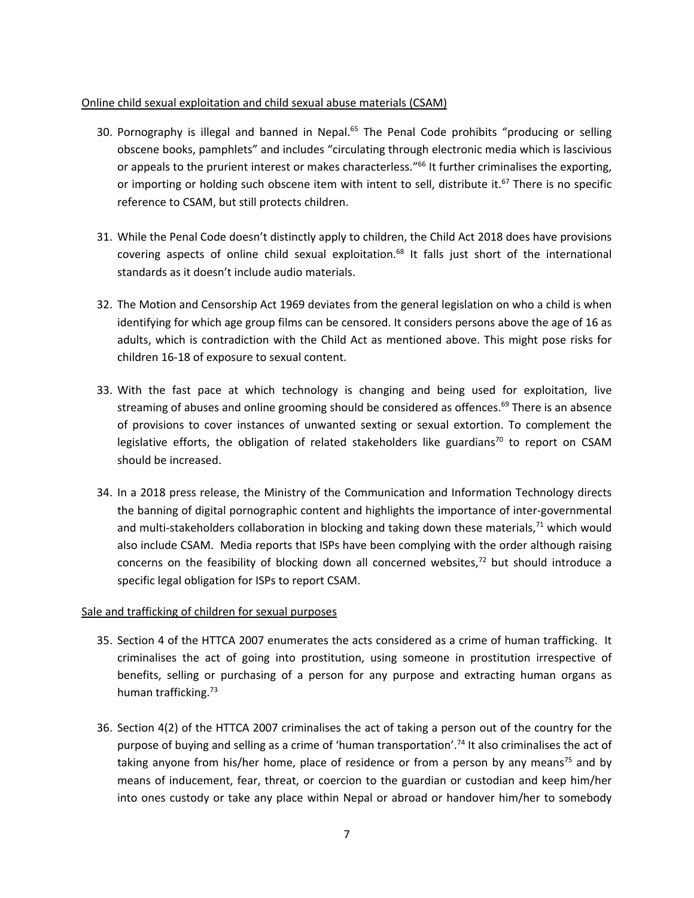Online child sexual exploitation and child sexual abuse materials (CSAM)

30. Pornography is illegal and banned in Nepal.[65] The Penal Code prohibits "producing or selling obscene books, pamphlets" and includes "circulating through electronic media which is lascivious or appeals to the prurient interest or makes characterless."[66] It further criminalises the exporting, or importing or holding such obscene item with intent to sell, distribute it.[67] There is no specific reference to CSAM, but still protects children.

31. While the Penal Code doesn't distinctly apply to children, the Child Act 2018 does have provisions covering aspects of online child sexual exploitation.[68] It falls just short of the international standards as it doesn't include audio materials.

32. The Motion and Censorship Act 1969 deviates from the general legislation on who a child is when identifying for which age group films can be censored. It considers persons above the age of 16 as adults, which is contradiction with the Child Act as mentioned above. This might pose risks for children 16-18 of exposure to sexual content.

33. With the fast pace at which technology is changing and being used for exploitation, live streaming of abuses and online grooming should be considered as offences.[69] There is an absence of provisions to cover instances of unwanted sexting or sexual extortion. To complement the legislative efforts, the obligation of related stakeholders like guardians[70] to report on CSAM should be increased.

34. In a 2018 press release, the Ministry of the Communication and Information Technology directs the banning of digital pornographic content and highlights the importance of inter-governmental and multi-stakeholders collaboration in blocking and taking down these materials,[71] which would also include CSAM. Media reports that ISPs have been complying with the order although raising concerns on the feasibility of blocking down all concerned websites,[72] but should introduce a specific legal obligation for ISPs to report CSAM.

Sale and trafficking of children for sexual purposes

35. Section 4 of the HTTCA 2007 enumerates the acts considered as a crime of human trafficking. It criminalises the act of going into prostitution, using someone in prostitution irrespective of benefits, selling or purchasing of a person for any purpose and extracting human organs as human trafficking.[73]

36. Section 4(2) of the HTTCA 2007 criminalises the act of taking a person out of the country for the purpose of buying and selling as a crime of 'human transportation'.[74] It also criminalises the act of taking anyone from his/her home, place of residence or from a person by any means[75] and by means of inducement, fear, threat, or coercion to the guardian or custodian and keep him/her into ones custody or take any place within Nepal or abroad or handover him/her to somebody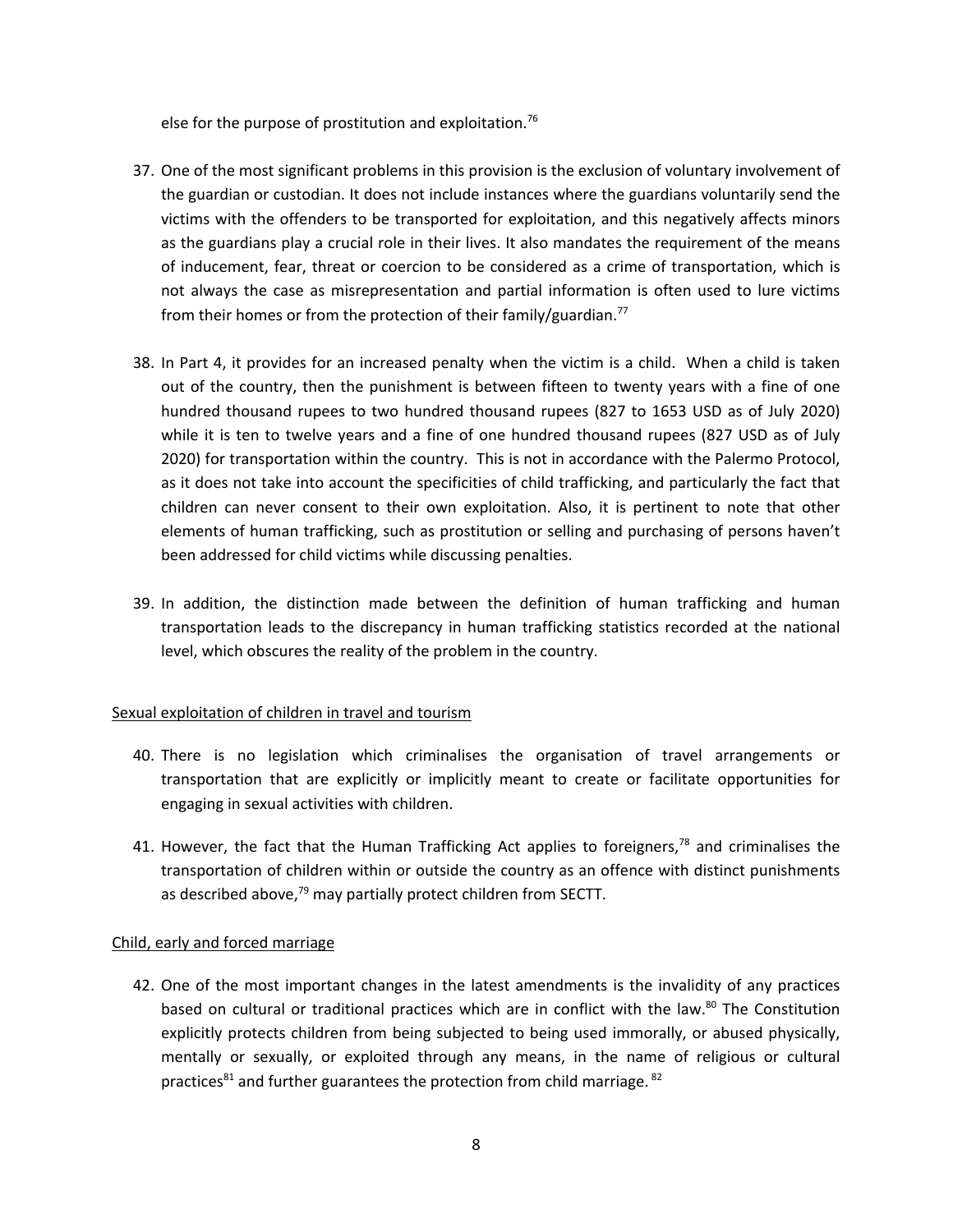else for the purpose of prostitution and exploitation.[76]

37. One of the most significant problems in this provision is the exclusion of voluntary involvement of the guardian or custodian. It does not include instances where the guardians voluntarily send the victims with the offenders to be transported for exploitation, and this negatively affects minors as the guardians play a crucial role in their lives. It also mandates the requirement of the means of inducement, fear, threat or coercion to be considered as a crime of transportation, which is not always the case as misrepresentation and partial information is often used to lure victims from their homes or from the protection of their family/guardian.[77]

38. In Part 4, it provides for an increased penalty when the victim is a child. When a child is taken out of the country, then the punishment is between fifteen to twenty years with a fine of one hundred thousand rupees to two hundred thousand rupees (827 to 1653 USD as of July 2020) while it is ten to twelve years and a fine of one hundred thousand rupees (827 USD as of July 2020) for transportation within the country. This is not in accordance with the Palermo Protocol, as it does not take into account the specificities of child trafficking, and particularly the fact that children can never consent to their own exploitation. Also, it is pertinent to note that other elements of human trafficking, such as prostitution or selling and purchasing of persons haven't been addressed for child victims while discussing penalties.

39. In addition, the distinction made between the definition of human trafficking and human transportation leads to the discrepancy in human trafficking statistics recorded at the national level, which obscures the reality of the problem in the country.

Sexual exploitation of children in travel and tourism

40. There is no legislation which criminalises the organisation of travel arrangements or transportation that are explicitly or implicitly meant to create or facilitate opportunities for engaging in sexual activities with children.

41. However, the fact that the Human Trafficking Act applies to foreigners,[78] and criminalises the transportation of children within or outside the country as an offence with distinct punishments as described above,[79] may partially protect children from SECTT.

Child, early and forced marriage

42. One of the most important changes in the latest amendments is the invalidity of any practices based on cultural or traditional practices which are in conflict with the law.[80] The Constitution explicitly protects children from being subjected to being used immorally, or abused physically, mentally or sexually, or exploited through any means, in the name of religious or cultural practices[81] and further guarantees the protection from child marriage. [82]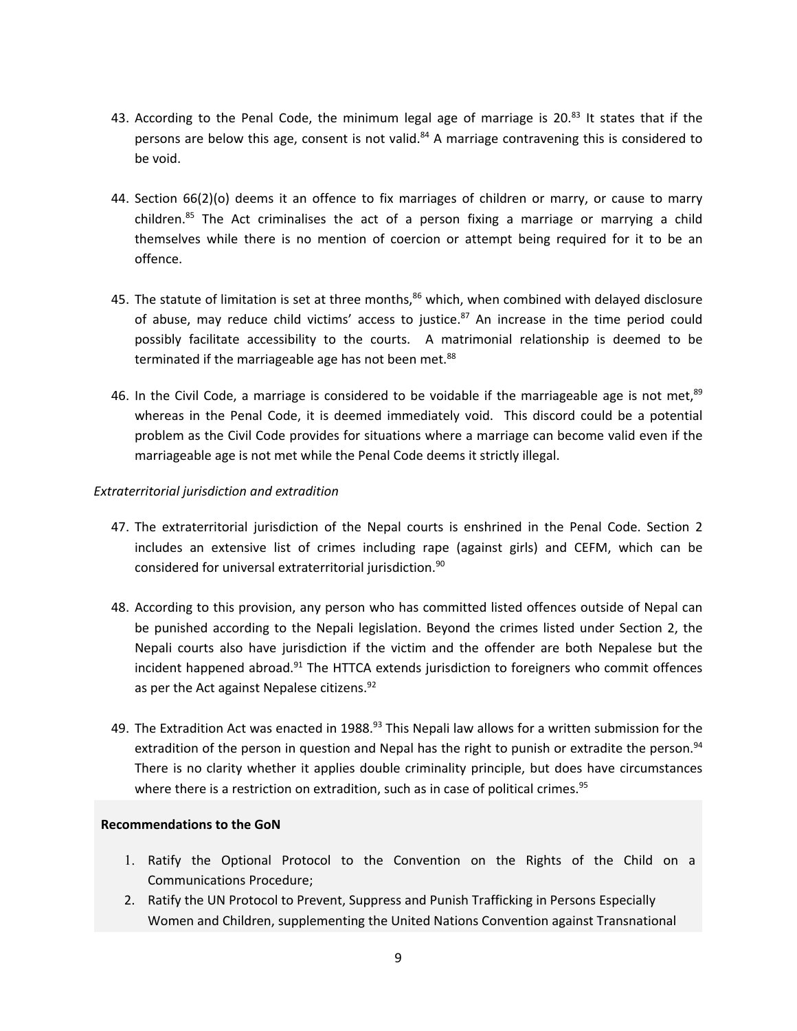43. According to the Penal Code, the minimum legal age of marriage is 20.[83] It states that if the persons are below this age, consent is not valid.[84] A marriage contravening this is considered to be void.

44. Section 66(2)(o) deems it an offence to fix marriages of children or marry, or cause to marry children.[85] The Act criminalises the act of a person fixing a marriage or marrying a child themselves while there is no mention of coercion or attempt being required for it to be an offence.

45. The statute of limitation is set at three months,[86] which, when combined with delayed disclosure of abuse, may reduce child victims' access to justice.[87] An increase in the time period could possibly facilitate accessibility to the courts. A matrimonial relationship is deemed to be terminated if the marriageable age has not been met.[88]

46. In the Civil Code, a marriage is considered to be voidable if the marriageable age is not met,[89] whereas in the Penal Code, it is deemed immediately void. This discord could be a potential problem as the Civil Code provides for situations where a marriage can become valid even if the marriageable age is not met while the Penal Code deems it strictly illegal.

*Extraterritorial jurisdiction and extradition*

47. The extraterritorial jurisdiction of the Nepal courts is enshrined in the Penal Code. Section 2 includes an extensive list of crimes including rape (against girls) and CEFM, which can be considered for universal extraterritorial jurisdiction.[90]

48. According to this provision, any person who has committed listed offences outside of Nepal can be punished according to the Nepali legislation. Beyond the crimes listed under Section 2, the Nepali courts also have jurisdiction if the victim and the offender are both Nepalese but the incident happened abroad.[91] The HTTCA extends jurisdiction to foreigners who commit offences as per the Act against Nepalese citizens.[92]

49. The Extradition Act was enacted in 1988.[93] This Nepali law allows for a written submission for the extradition of the person in question and Nepal has the right to punish or extradite the person.[94] There is no clarity whether it applies double criminality principle, but does have circumstances where there is a restriction on extradition, such as in case of political crimes.[95]

**Recommendations to the GoN**

1. Ratify the Optional Protocol to the Convention on the Rights of the Child on a Communications Procedure;
2. Ratify the UN Protocol to Prevent, Suppress and Punish Trafficking in Persons Especially Women and Children, supplementing the United Nations Convention against Transnational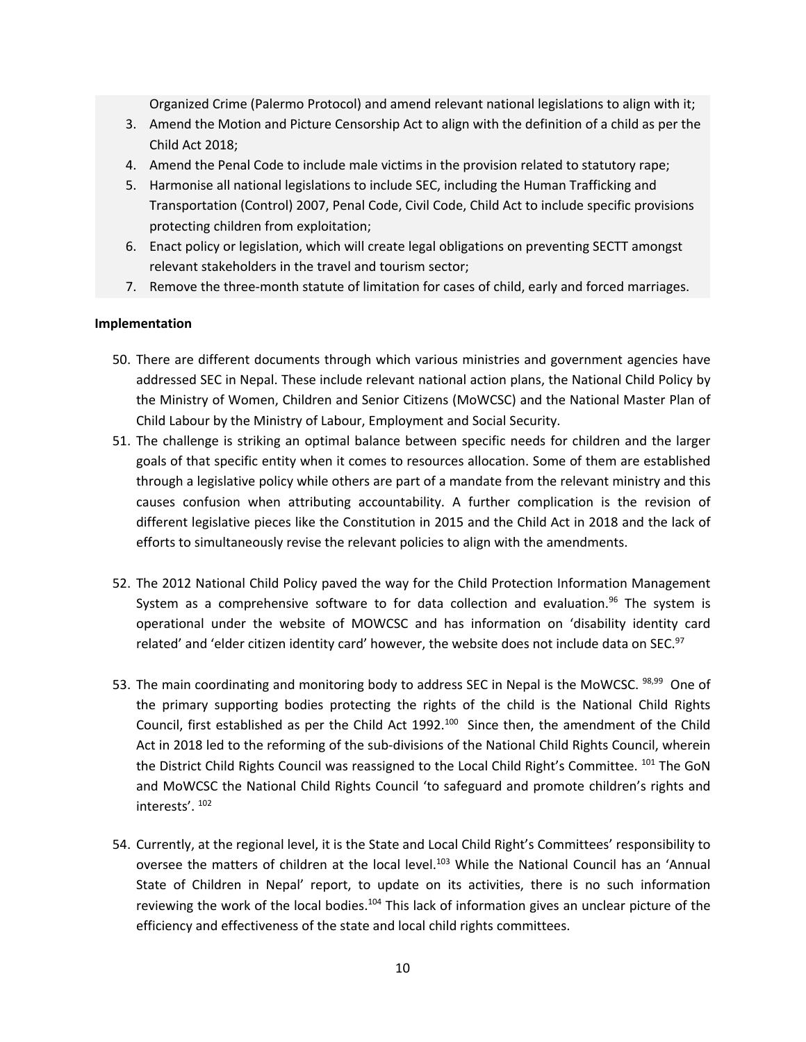Organized Crime (Palermo Protocol) and amend relevant national legislations to align with it;

3. Amend the Motion and Picture Censorship Act to align with the definition of a child as per the Child Act 2018;
4. Amend the Penal Code to include male victims in the provision related to statutory rape;
5. Harmonise all national legislations to include SEC, including the Human Trafficking and Transportation (Control) 2007, Penal Code, Civil Code, Child Act to include specific provisions protecting children from exploitation;
6. Enact policy or legislation, which will create legal obligations on preventing SECTT amongst relevant stakeholders in the travel and tourism sector;
7. Remove the three-month statute of limitation for cases of child, early and forced marriages.

**Implementation**

50. There are different documents through which various ministries and government agencies have addressed SEC in Nepal. These include relevant national action plans, the National Child Policy by the Ministry of Women, Children and Senior Citizens (MoWCSC) and the National Master Plan of Child Labour by the Ministry of Labour, Employment and Social Security.
51. The challenge is striking an optimal balance between specific needs for children and the larger goals of that specific entity when it comes to resources allocation. Some of them are established through a legislative policy while others are part of a mandate from the relevant ministry and this causes confusion when attributing accountability. A further complication is the revision of different legislative pieces like the Constitution in 2015 and the Child Act in 2018 and the lack of efforts to simultaneously revise the relevant policies to align with the amendments.

52. The 2012 National Child Policy paved the way for the Child Protection Information Management System as a comprehensive software to for data collection and evaluation.[96] The system is operational under the website of MOWCSC and has information on 'disability identity card related' and 'elder citizen identity card' however, the website does not include data on SEC.[97]

53. The main coordinating and monitoring body to address SEC in Nepal is the MoWCSC. [98,99] One of the primary supporting bodies protecting the rights of the child is the National Child Rights Council, first established as per the Child Act 1992.[100] Since then, the amendment of the Child Act in 2018 led to the reforming of the sub-divisions of the National Child Rights Council, wherein the District Child Rights Council was reassigned to the Local Child Right's Committee. [101] The GoN and MoWCSC the National Child Rights Council 'to safeguard and promote children's rights and interests'. [102]

54. Currently, at the regional level, it is the State and Local Child Right's Committees' responsibility to oversee the matters of children at the local level.[103] While the National Council has an 'Annual State of Children in Nepal' report, to update on its activities, there is no such information reviewing the work of the local bodies.[104] This lack of information gives an unclear picture of the efficiency and effectiveness of the state and local child rights committees.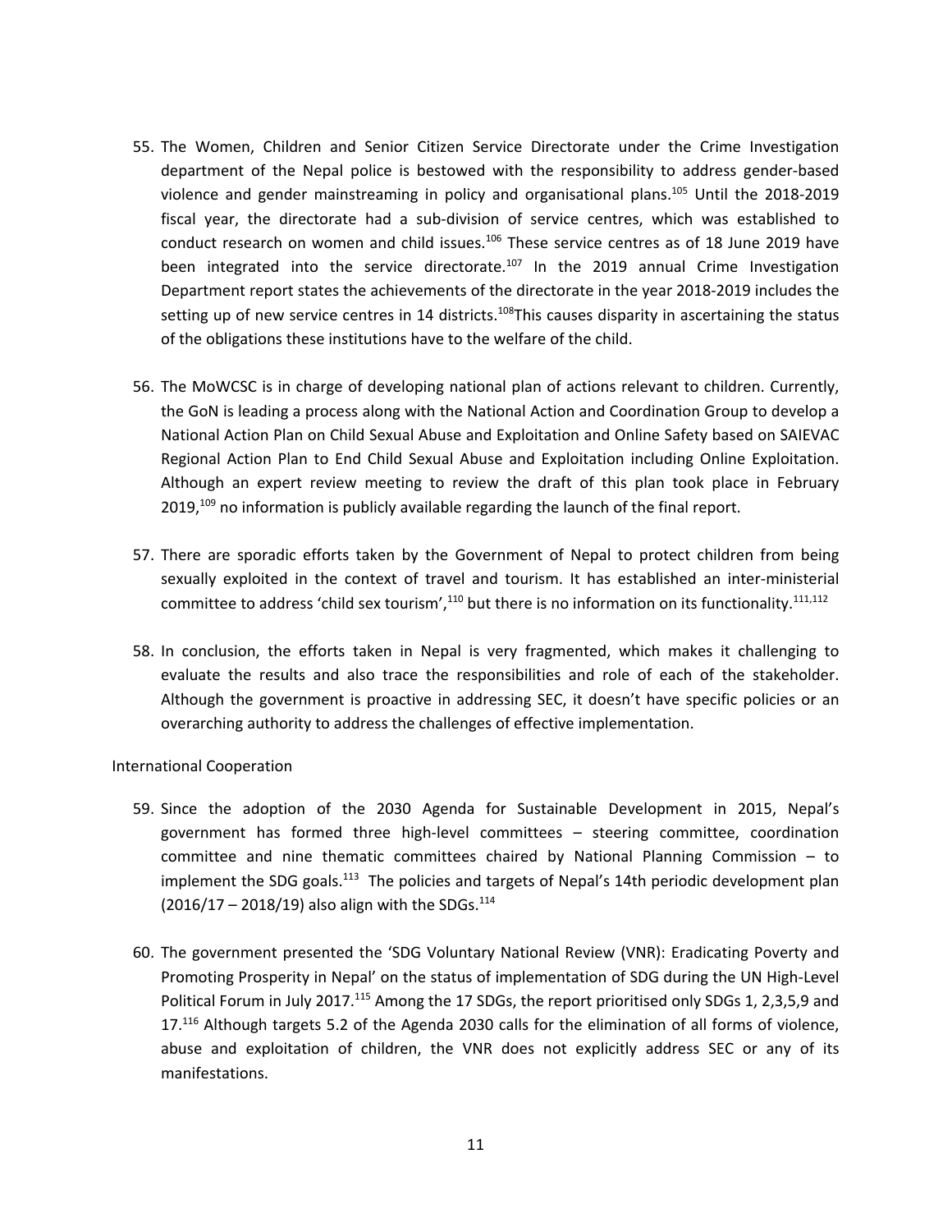55. The Women, Children and Senior Citizen Service Directorate under the Crime Investigation department of the Nepal police is bestowed with the responsibility to address gender-based violence and gender mainstreaming in policy and organisational plans.[105] Until the 2018-2019 fiscal year, the directorate had a sub-division of service centres, which was established to conduct research on women and child issues.[106] These service centres as of 18 June 2019 have been integrated into the service directorate.[107] In the 2019 annual Crime Investigation Department report states the achievements of the directorate in the year 2018-2019 includes the setting up of new service centres in 14 districts.[108]This causes disparity in ascertaining the status of the obligations these institutions have to the welfare of the child.

56. The MoWCSC is in charge of developing national plan of actions relevant to children. Currently, the GoN is leading a process along with the National Action and Coordination Group to develop a National Action Plan on Child Sexual Abuse and Exploitation and Online Safety based on SAIEVAC Regional Action Plan to End Child Sexual Abuse and Exploitation including Online Exploitation. Although an expert review meeting to review the draft of this plan took place in February 2019,[109] no information is publicly available regarding the launch of the final report.

57. There are sporadic efforts taken by the Government of Nepal to protect children from being sexually exploited in the context of travel and tourism. It has established an inter-ministerial committee to address 'child sex tourism',[110] but there is no information on its functionality.[111,112]

58. In conclusion, the efforts taken in Nepal is very fragmented, which makes it challenging to evaluate the results and also trace the responsibilities and role of each of the stakeholder. Although the government is proactive in addressing SEC, it doesn't have specific policies or an overarching authority to address the challenges of effective implementation.

International Cooperation

59. Since the adoption of the 2030 Agenda for Sustainable Development in 2015, Nepal's government has formed three high-level committees – steering committee, coordination committee and nine thematic committees chaired by National Planning Commission – to implement the SDG goals.[113] The policies and targets of Nepal's 14th periodic development plan (2016/17 – 2018/19) also align with the SDGs.[114]

60. The government presented the 'SDG Voluntary National Review (VNR): Eradicating Poverty and Promoting Prosperity in Nepal' on the status of implementation of SDG during the UN High-Level Political Forum in July 2017.[115] Among the 17 SDGs, the report prioritised only SDGs 1, 2,3,5,9 and 17.[116] Although targets 5.2 of the Agenda 2030 calls for the elimination of all forms of violence, abuse and exploitation of children, the VNR does not explicitly address SEC or any of its manifestations.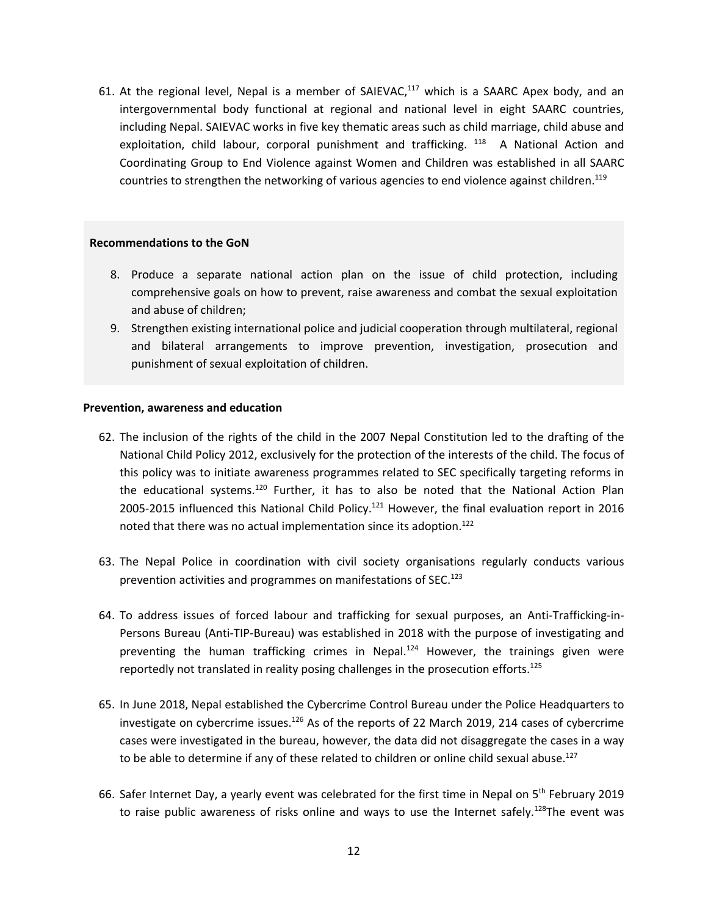61. At the regional level, Nepal is a member of SAIEVAC,[117] which is a SAARC Apex body, and an intergovernmental body functional at regional and national level in eight SAARC countries, including Nepal. SAIEVAC works in five key thematic areas such as child marriage, child abuse and exploitation, child labour, corporal punishment and trafficking. [118] A National Action and Coordinating Group to End Violence against Women and Children was established in all SAARC countries to strengthen the networking of various agencies to end violence against children.[119]

**Recommendations to the GoN**

8. Produce a separate national action plan on the issue of child protection, including comprehensive goals on how to prevent, raise awareness and combat the sexual exploitation and abuse of children;
9. Strengthen existing international police and judicial cooperation through multilateral, regional and bilateral arrangements to improve prevention, investigation, prosecution and punishment of sexual exploitation of children.

**Prevention, awareness and education**

62. The inclusion of the rights of the child in the 2007 Nepal Constitution led to the drafting of the National Child Policy 2012, exclusively for the protection of the interests of the child. The focus of this policy was to initiate awareness programmes related to SEC specifically targeting reforms in the educational systems.[120] Further, it has to also be noted that the National Action Plan 2005-2015 influenced this National Child Policy.[121] However, the final evaluation report in 2016 noted that there was no actual implementation since its adoption.[122]

63. The Nepal Police in coordination with civil society organisations regularly conducts various prevention activities and programmes on manifestations of SEC.[123]

64. To address issues of forced labour and trafficking for sexual purposes, an Anti-Trafficking-in-Persons Bureau (Anti-TIP-Bureau) was established in 2018 with the purpose of investigating and preventing the human trafficking crimes in Nepal.[124] However, the trainings given were reportedly not translated in reality posing challenges in the prosecution efforts.[125]

65. In June 2018, Nepal established the Cybercrime Control Bureau under the Police Headquarters to investigate on cybercrime issues.[126] As of the reports of 22 March 2019, 214 cases of cybercrime cases were investigated in the bureau, however, the data did not disaggregate the cases in a way to be able to determine if any of these related to children or online child sexual abuse.[127]

66. Safer Internet Day, a yearly event was celebrated for the first time in Nepal on 5th February 2019 to raise public awareness of risks online and ways to use the Internet safely.[128]The event was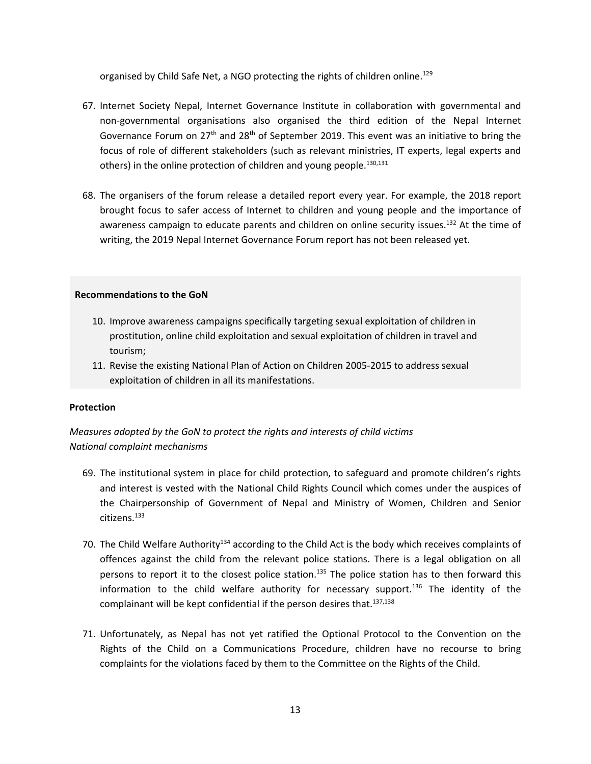organised by Child Safe Net, a NGO protecting the rights of children online.[129]

67. Internet Society Nepal, Internet Governance Institute in collaboration with governmental and non-governmental organisations also organised the third edition of the Nepal Internet Governance Forum on 27th and 28th of September 2019. This event was an initiative to bring the focus of role of different stakeholders (such as relevant ministries, IT experts, legal experts and others) in the online protection of children and young people.[130,131]

68. The organisers of the forum release a detailed report every year. For example, the 2018 report brought focus to safer access of Internet to children and young people and the importance of awareness campaign to educate parents and children on online security issues.[132] At the time of writing, the 2019 Nepal Internet Governance Forum report has not been released yet.

**Recommendations to the GoN**

10. Improve awareness campaigns specifically targeting sexual exploitation of children in prostitution, online child exploitation and sexual exploitation of children in travel and tourism;
11. Revise the existing National Plan of Action on Children 2005-2015 to address sexual exploitation of children in all its manifestations.

**Protection**

*Measures adopted by the GoN to protect the rights and interests of child victims*
*National complaint mechanisms*

69. The institutional system in place for child protection, to safeguard and promote children's rights and interest is vested with the National Child Rights Council which comes under the auspices of the Chairpersonship of Government of Nepal and Ministry of Women, Children and Senior citizens.[133]

70. The Child Welfare Authority[134] according to the Child Act is the body which receives complaints of offences against the child from the relevant police stations. There is a legal obligation on all persons to report it to the closest police station.[135] The police station has to then forward this information to the child welfare authority for necessary support.[136] The identity of the complainant will be kept confidential if the person desires that.[137,138]

71. Unfortunately, as Nepal has not yet ratified the Optional Protocol to the Convention on the Rights of the Child on a Communications Procedure, children have no recourse to bring complaints for the violations faced by them to the Committee on the Rights of the Child.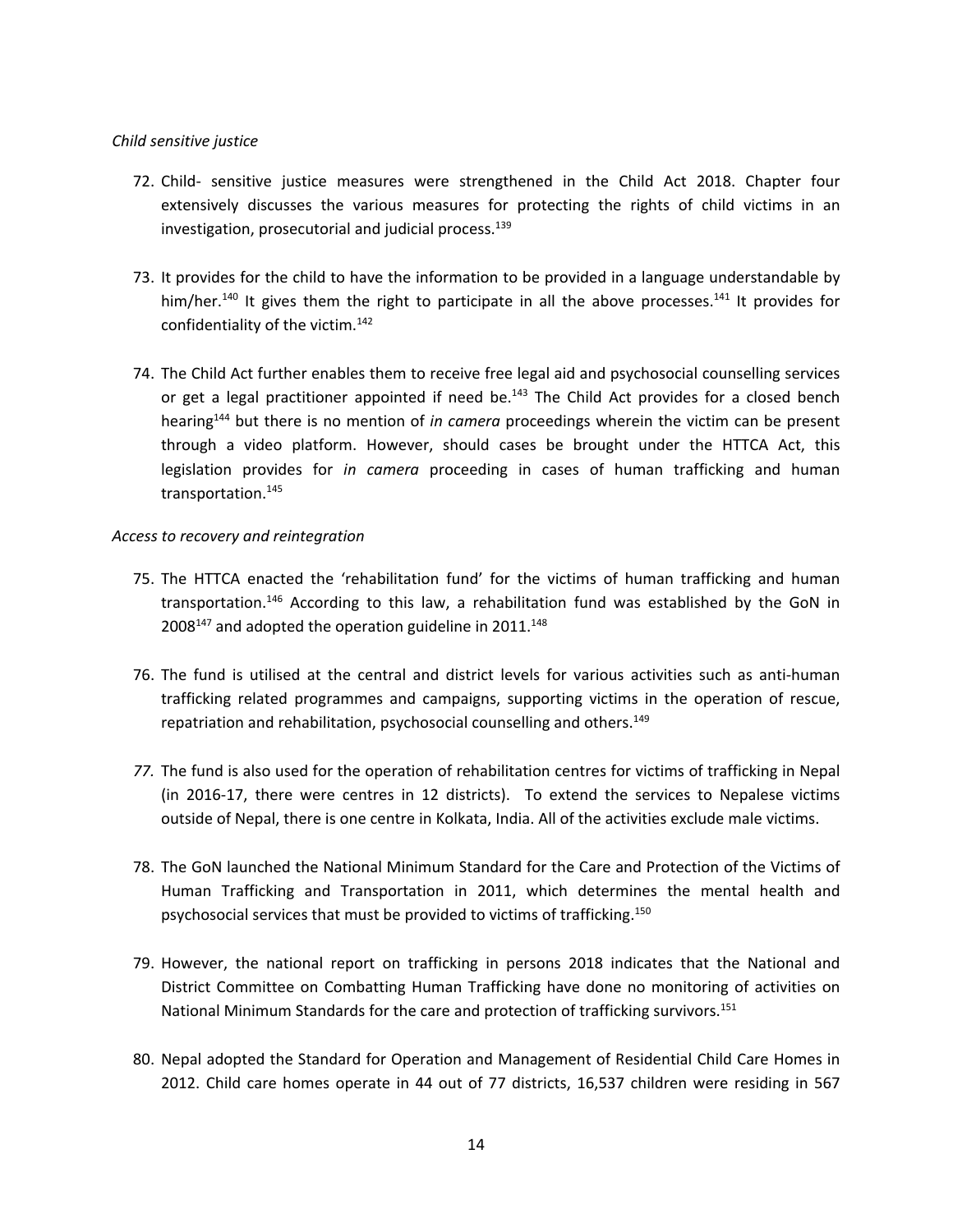*Child sensitive justice*

72. Child- sensitive justice measures were strengthened in the Child Act 2018. Chapter four extensively discusses the various measures for protecting the rights of child victims in an investigation, prosecutorial and judicial process.[139]

73. It provides for the child to have the information to be provided in a language understandable by him/her.[140] It gives them the right to participate in all the above processes.[141] It provides for confidentiality of the victim.[142]

74. The Child Act further enables them to receive free legal aid and psychosocial counselling services or get a legal practitioner appointed if need be.[143] The Child Act provides for a closed bench hearing[144] but there is no mention of *in camera* proceedings wherein the victim can be present through a video platform. However, should cases be brought under the HTTCA Act, this legislation provides for *in camera* proceeding in cases of human trafficking and human transportation.[145]

*Access to recovery and reintegration*

75. The HTTCA enacted the 'rehabilitation fund' for the victims of human trafficking and human transportation.[146] According to this law, a rehabilitation fund was established by the GoN in 2008[147] and adopted the operation guideline in 2011.[148]

76. The fund is utilised at the central and district levels for various activities such as anti-human trafficking related programmes and campaigns, supporting victims in the operation of rescue, repatriation and rehabilitation, psychosocial counselling and others.[149]

77. The fund is also used for the operation of rehabilitation centres for victims of trafficking in Nepal (in 2016-17, there were centres in 12 districts). To extend the services to Nepalese victims outside of Nepal, there is one centre in Kolkata, India. All of the activities exclude male victims.

78. The GoN launched the National Minimum Standard for the Care and Protection of the Victims of Human Trafficking and Transportation in 2011, which determines the mental health and psychosocial services that must be provided to victims of trafficking.[150]

79. However, the national report on trafficking in persons 2018 indicates that the National and District Committee on Combatting Human Trafficking have done no monitoring of activities on National Minimum Standards for the care and protection of trafficking survivors.[151]

80. Nepal adopted the Standard for Operation and Management of Residential Child Care Homes in 2012. Child care homes operate in 44 out of 77 districts, 16,537 children were residing in 567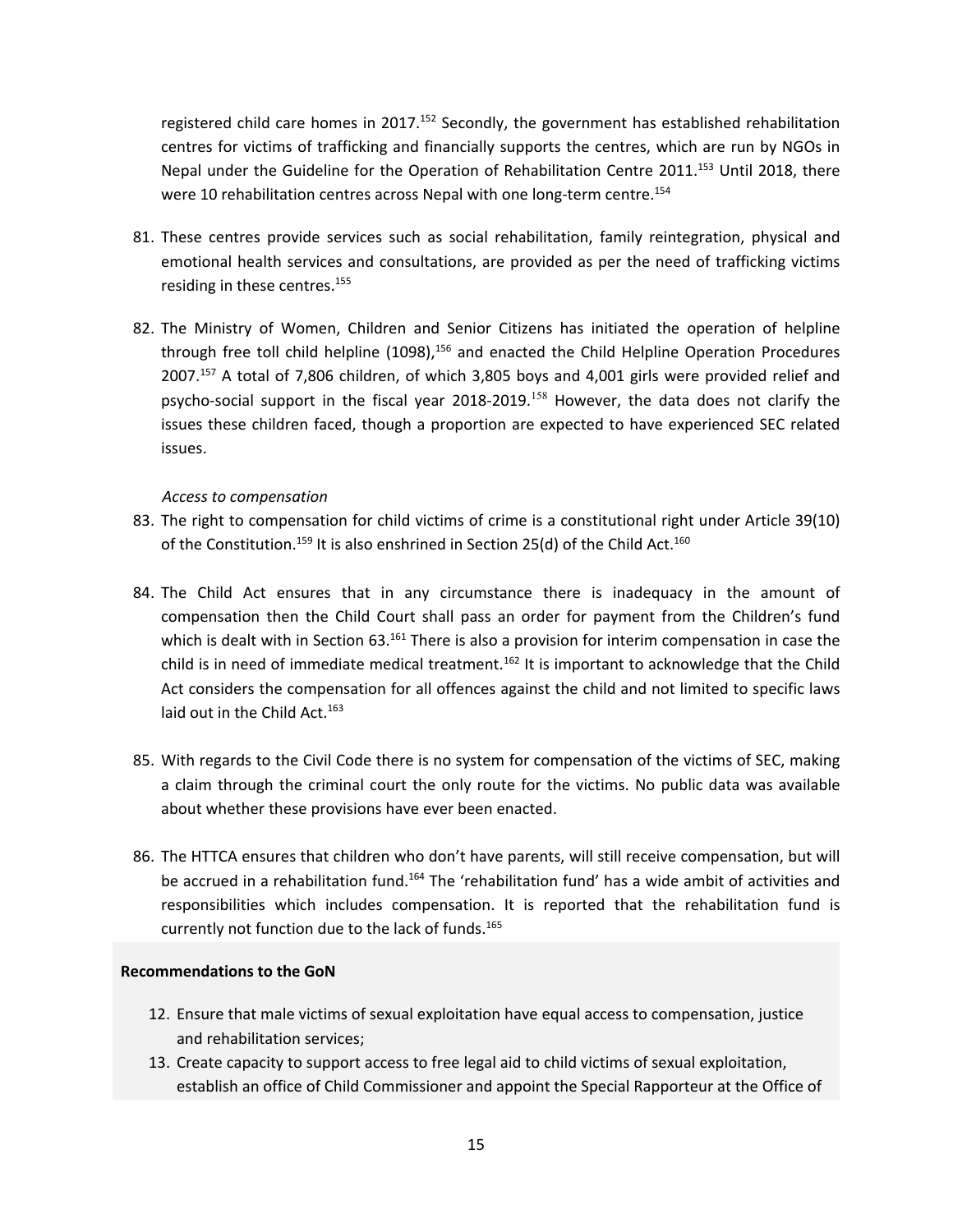registered child care homes in 2017.[152] Secondly, the government has established rehabilitation centres for victims of trafficking and financially supports the centres, which are run by NGOs in Nepal under the Guideline for the Operation of Rehabilitation Centre 2011.[153] Until 2018, there were 10 rehabilitation centres across Nepal with one long-term centre.[154]

81. These centres provide services such as social rehabilitation, family reintegration, physical and emotional health services and consultations, are provided as per the need of trafficking victims residing in these centres.[155]

82. The Ministry of Women, Children and Senior Citizens has initiated the operation of helpline through free toll child helpline (1098),[156] and enacted the Child Helpline Operation Procedures 2007.[157] A total of 7,806 children, of which 3,805 boys and 4,001 girls were provided relief and psycho-social support in the fiscal year 2018-2019.[158] However, the data does not clarify the issues these children faced, though a proportion are expected to have experienced SEC related issues.

*Access to compensation*

83. The right to compensation for child victims of crime is a constitutional right under Article 39(10) of the Constitution.[159] It is also enshrined in Section 25(d) of the Child Act.[160]

84. The Child Act ensures that in any circumstance there is inadequacy in the amount of compensation then the Child Court shall pass an order for payment from the Children's fund which is dealt with in Section 63.[161] There is also a provision for interim compensation in case the child is in need of immediate medical treatment.[162] It is important to acknowledge that the Child Act considers the compensation for all offences against the child and not limited to specific laws laid out in the Child Act.[163]

85. With regards to the Civil Code there is no system for compensation of the victims of SEC, making a claim through the criminal court the only route for the victims. No public data was available about whether these provisions have ever been enacted.

86. The HTTCA ensures that children who don't have parents, will still receive compensation, but will be accrued in a rehabilitation fund.[164] The 'rehabilitation fund' has a wide ambit of activities and responsibilities which includes compensation. It is reported that the rehabilitation fund is currently not function due to the lack of funds.[165]

**Recommendations to the GoN**

12. Ensure that male victims of sexual exploitation have equal access to compensation, justice and rehabilitation services;
13. Create capacity to support access to free legal aid to child victims of sexual exploitation, establish an office of Child Commissioner and appoint the Special Rapporteur at the Office of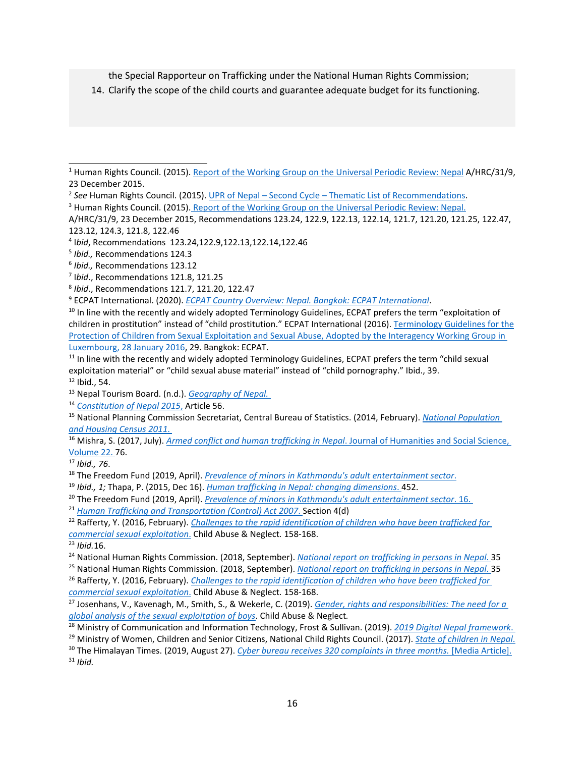the Special Rapporteur on Trafficking under the National Human Rights Commission;

14. Clarify the scope of the child courts and guarantee adequate budget for its functioning.

---

[1] Human Rights Council. (2015). Report of the Working Group on the Universal Periodic Review: Nepal A/HRC/31/9, 23 December 2015.

[2] *See* Human Rights Council. (2015). UPR of Nepal – Second Cycle – Thematic List of Recommendations.

[3] Human Rights Council. (2015). Report of the Working Group on the Universal Periodic Review: Nepal. A/HRC/31/9, 23 December 2015, Recommendations 123.24, 122.9, 122.13, 122.14, 121.7, 121.20, 121.25, 122.47, 123.12, 124.3, 121.8, 122.46

[4] *Ibid*, Recommendations 123.24,122.9,122.13,122.14,122.46

[5] *Ibid.,* Recommendations 124.3

[6] *Ibid.,* Recommendations 123.12

[7] *Ibid*., Recommendations 121.8, 121.25

[8] *Ibid*., Recommendations 121.7, 121.20, 122.47

[9] ECPAT International. (2020). *ECPAT Country Overview: Nepal. Bangkok: ECPAT International*.

[10] In line with the recently and widely adopted Terminology Guidelines, ECPAT prefers the term "exploitation of children in prostitution" instead of "child prostitution." ECPAT International (2016). Terminology Guidelines for the Protection of Children from Sexual Exploitation and Sexual Abuse, Adopted by the Interagency Working Group in Luxembourg, 28 January 2016, 29. Bangkok: ECPAT.

[11] In line with the recently and widely adopted Terminology Guidelines, ECPAT prefers the term "child sexual exploitation material" or "child sexual abuse material" instead of "child pornography." Ibid., 39.

[12] Ibid., 54.

[13] Nepal Tourism Board. (n.d.). *Geography of Nepal.*

[14] *Constitution of Nepal 2015,* Article 56.

[15] National Planning Commission Secretariat, Central Bureau of Statistics. (2014, February). *National Population and Housing Census 2011.*

[16] Mishra, S. (2017, July). *Armed conflict and human trafficking in Nepal*. Journal of Humanities and Social Science, Volume 22. 76.

[17] *Ibid., 76*.

[18] The Freedom Fund (2019, April). *Prevalence of minors in Kathmandu's adult entertainment sector.*

[19] *Ibid., 1;* Thapa, P. (2015, Dec 16). *Human trafficking in Nepal: changing dimensions.* 452.

[20] The Freedom Fund (2019, April). *Prevalence of minors in Kathmandu's adult entertainment sector. 16.*

[21] *Human Trafficking and Transportation (Control) Act 2007.* Section 4(d)

[22] Rafferty, Y. (2016, February). *Challenges to the rapid identification of children who have been trafficked for commercial sexual exploitation*. Child Abuse & Neglect. 158-168.

[23] *Ibid.*16.

[24] National Human Rights Commission. (2018, September). *National report on trafficking in persons in Nepal.* 35

[25] National Human Rights Commission. (2018, September). *National report on trafficking in persons in Nepal.* 35

[26] Rafferty, Y. (2016, February). *Challenges to the rapid identification of children who have been trafficked for commercial sexual exploitation*. Child Abuse & Neglect. 158-168.

[27] Josenhans, V., Kavenagh, M., Smith, S., & Wekerle, C. (2019). *Gender, rights and responsibilities: The need for a global analysis of the sexual exploitation of boys*. Child Abuse & Neglect.

[28] Ministry of Communication and Information Technology, Frost & Sullivan. (2019). *2019 Digital Nepal framework.*

[29] Ministry of Women, Children and Senior Citizens, National Child Rights Council. (2017). *State of children in Nepal.*

[30] The Himalayan Times. (2019, August 27). *Cyber bureau receives 320 complaints in three months.* [Media Article].

[31] *Ibid.*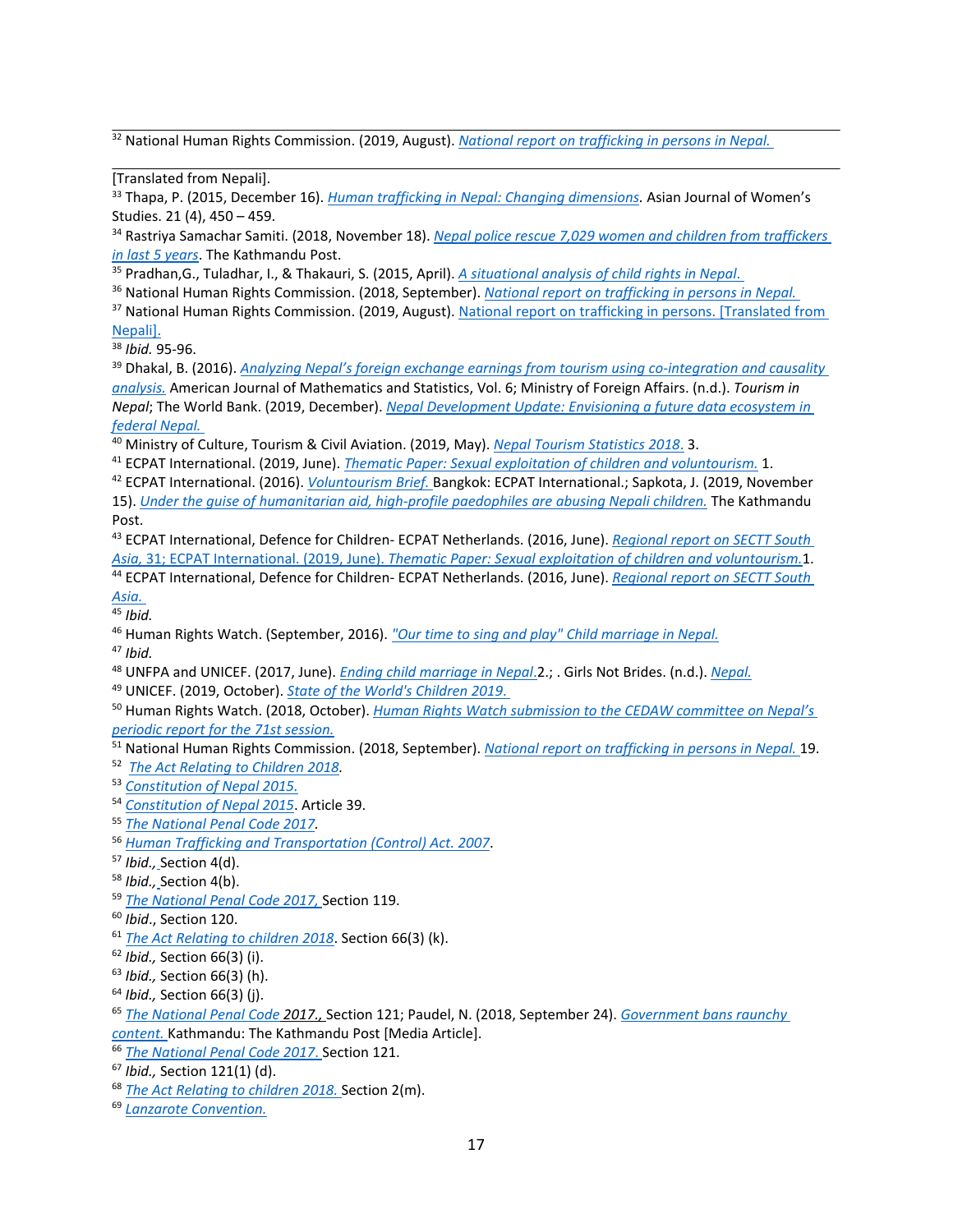[32] National Human Rights Commission. (2019, August). *National report on trafficking in persons in Nepal.*

[Translated from Nepali].

[33] Thapa, P. (2015, December 16). *Human trafficking in Nepal: Changing dimensions*. Asian Journal of Women's Studies. 21 (4), 450 – 459.

[34] Rastriya Samachar Samiti. (2018, November 18). *Nepal police rescue 7,029 women and children from traffickers in last 5 years*. The Kathmandu Post.

[35] Pradhan,G., Tuladhar, I., & Thakauri, S. (2015, April). *A situational analysis of child rights in Nepal.*

[36] National Human Rights Commission. (2018, September). *National report on trafficking in persons in Nepal.*

[37] National Human Rights Commission. (2019, August). National report on trafficking in persons. [Translated from Nepali].

[38] *Ibid.* 95-96.

[39] Dhakal, B. (2016). *Analyzing Nepal's foreign exchange earnings from tourism using co-integration and causality analysis.* American Journal of Mathematics and Statistics, Vol. 6; Ministry of Foreign Affairs. (n.d.). *Tourism in Nepal*; The World Bank. (2019, December). *Nepal Development Update: Envisioning a future data ecosystem in federal Nepal.*

[40] Ministry of Culture, Tourism & Civil Aviation. (2019, May). *Nepal Tourism Statistics 2018.* 3.

[41] ECPAT International. (2019, June). *Thematic Paper: Sexual exploitation of children and voluntourism.* 1.

[42] ECPAT International. (2016). *Voluntourism Brief.* Bangkok: ECPAT International.; Sapkota, J. (2019, November 15). *Under the guise of humanitarian aid, high-profile paedophiles are abusing Nepali children.* The Kathmandu Post.

[43] ECPAT International, Defence for Children- ECPAT Netherlands. (2016, June). *Regional report on SECTT South Asia, 31; ECPAT International. (2019, June). Thematic Paper: Sexual exploitation of children and voluntourism.*1.

[44] ECPAT International, Defence for Children- ECPAT Netherlands. (2016, June). *Regional report on SECTT South Asia.*

[45] *Ibid.*

[46] Human Rights Watch. (September, 2016). *"Our time to sing and play" Child marriage in Nepal.*

[47] *Ibid.*

[48] UNFPA and UNICEF. (2017, June). *Ending child marriage in Nepal.*2.; . Girls Not Brides. (n.d.). *Nepal.*

[49] UNICEF. (2019, October). *State of the World's Children 2019.*

[50] Human Rights Watch. (2018, October). *Human Rights Watch submission to the CEDAW committee on Nepal's periodic report for the 71st session.*

[51] National Human Rights Commission. (2018, September). *National report on trafficking in persons in Nepal.* 19.

[52] *The Act Relating to Children 2018.*

[53] *Constitution of Nepal 2015.*

[54] *Constitution of Nepal 2015*. Article 39.

[55] *The National Penal Code 2017*.

[56] *Human Trafficking and Transportation (Control) Act. 2007*.

[57] *Ibid.,* Section 4(d).

[58] *Ibid.,* Section 4(b).

[59] *The National Penal Code 2017,* Section 119.

[60] *Ibid*., Section 120.

[61] *The Act Relating to children 2018*. Section 66(3) (k).

[62] *Ibid.,* Section 66(3) (i).

[63] *Ibid.,* Section 66(3) (h).

[64] *Ibid.,* Section 66(3) (j).

[65] *The National Penal Code 2017.,* Section 121; Paudel, N. (2018, September 24). *Government bans raunchy content.* Kathmandu: The Kathmandu Post [Media Article].

[66] *The National Penal Code 2017.* Section 121.

[67] *Ibid.,* Section 121(1) (d).

[68] *The Act Relating to children 2018.* Section 2(m).

[69] *Lanzarote Convention.*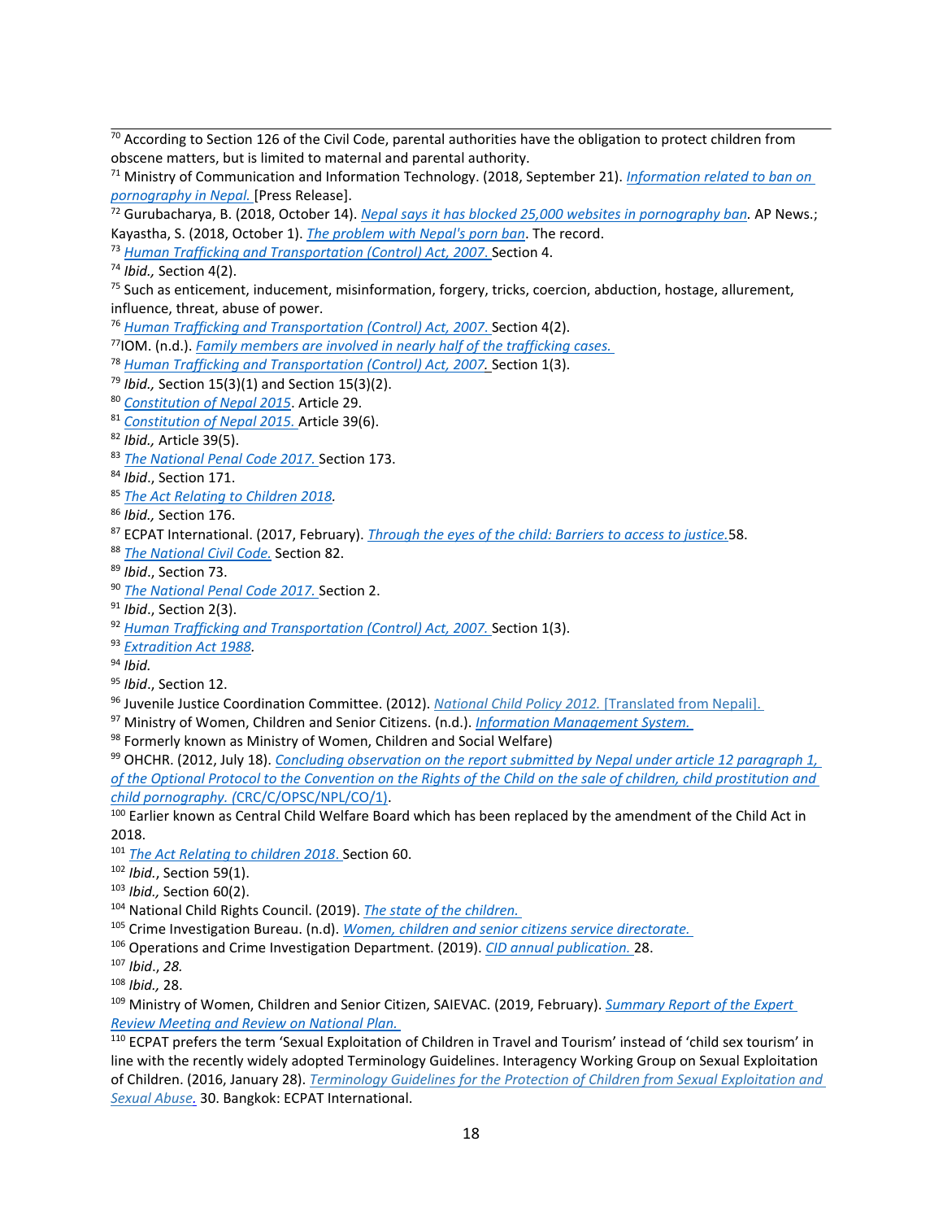[70] According to Section 126 of the Civil Code, parental authorities have the obligation to protect children from obscene matters, but is limited to maternal and parental authority.

[71] Ministry of Communication and Information Technology. (2018, September 21). *Information related to ban on pornography in Nepal.* [Press Release].

[72] Gurubacharya, B. (2018, October 14). *Nepal says it has blocked 25,000 websites in pornography ban*. AP News.; Kayastha, S. (2018, October 1). *The problem with Nepal's porn ban*. The record.

[73] *Human Trafficking and Transportation (Control) Act, 2007.* Section 4.

[74] *Ibid.,* Section 4(2).

[75] Such as enticement, inducement, misinformation, forgery, tricks, coercion, abduction, hostage, allurement, influence, threat, abuse of power.

[76] *Human Trafficking and Transportation (Control) Act, 2007.* Section 4(2).

[77] IOM. (n.d.). *Family members are involved in nearly half of the trafficking cases.*

[78] *Human Trafficking and Transportation (Control) Act, 2007.* Section 1(3).

[79] *Ibid.,* Section 15(3)(1) and Section 15(3)(2).

[80] *Constitution of Nepal 2015*. Article 29.

[81] *Constitution of Nepal 2015.* Article 39(6).

[82] *Ibid.,* Article 39(5).

[83] *The National Penal Code 2017.* Section 173.

[84] *Ibid*., Section 171.

[85] *The Act Relating to Children 2018.*

[86] *Ibid.,* Section 176.

[87] ECPAT International. (2017, February). *Through the eyes of the child: Barriers to access to justice.* 58.

[88] *The National Civil Code.* Section 82.

[89] *Ibid*., Section 73.

[90] *The National Penal Code 2017.* Section 2.

[91] *Ibid*., Section 2(3).

[92] *Human Trafficking and Transportation (Control) Act, 2007.* Section 1(3).

[93] *Extradition Act 1988.*

[94] *Ibid.*

[95] *Ibid*., Section 12.

[96] Juvenile Justice Coordination Committee. (2012). *National Child Policy 2012.* [Translated from Nepali].

[97] Ministry of Women, Children and Senior Citizens. (n.d.). *Information Management System.*

[98] Formerly known as Ministry of Women, Children and Social Welfare)

[99] OHCHR. (2012, July 18). *Concluding observation on the report submitted by Nepal under article 12 paragraph 1, of the Optional Protocol to the Convention on the Rights of the Child on the sale of children, child prostitution and child pornography.* (CRC/C/OPSC/NPL/CO/1).

[100] Earlier known as Central Child Welfare Board which has been replaced by the amendment of the Child Act in 2018.

[101] *The Act Relating to children 2018.* Section 60.

[102] *Ibid*., Section 59(1).

[103] *Ibid.,* Section 60(2).

[104] National Child Rights Council. (2019). *The state of the children.*

[105] Crime Investigation Bureau. (n.d). *Women, children and senior citizens service directorate.*

[106] Operations and Crime Investigation Department. (2019). *CID annual publication.* 28.

[107] *Ibid*., *28.*

[108] *Ibid.,* 28.

[109] Ministry of Women, Children and Senior Citizen, SAIEVAC. (2019, February). *Summary Report of the Expert Review Meeting and Review on National Plan.*

[110] ECPAT prefers the term 'Sexual Exploitation of Children in Travel and Tourism' instead of 'child sex tourism' in line with the recently widely adopted Terminology Guidelines. Interagency Working Group on Sexual Exploitation of Children. (2016, January 28). *Terminology Guidelines for the Protection of Children from Sexual Exploitation and Sexual Abuse.* 30. Bangkok: ECPAT International.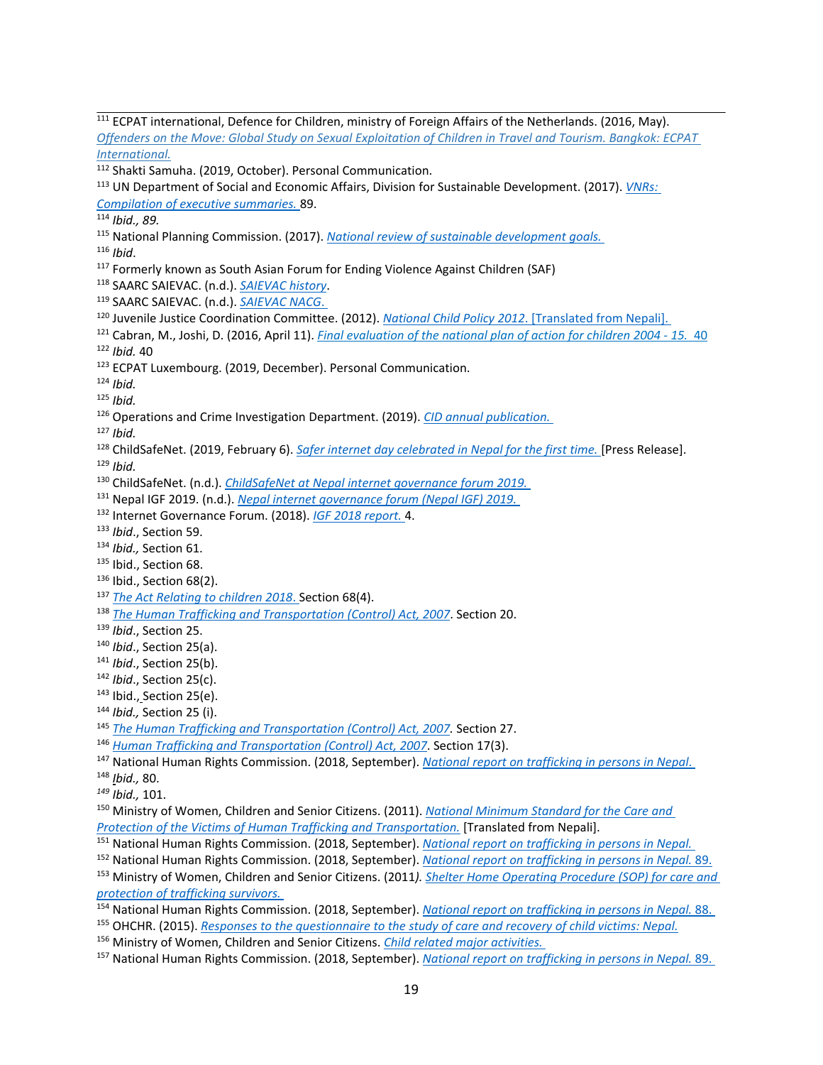[111] ECPAT international, Defence for Children, ministry of Foreign Affairs of the Netherlands. (2016, May). *Offenders on the Move: Global Study on Sexual Exploitation of Children in Travel and Tourism. Bangkok: ECPAT International.*

[112] Shakti Samuha. (2019, October). Personal Communication.

[113] UN Department of Social and Economic Affairs, Division for Sustainable Development. (2017). *VNRs: Compilation of executive summaries.* 89.

[114] *Ibid., 89.*

[115] National Planning Commission. (2017). *National review of sustainable development goals.*

[116] *Ibid*.

[117] Formerly known as South Asian Forum for Ending Violence Against Children (SAF)

[118] SAARC SAIEVAC. (n.d.). *SAIEVAC history*.

[119] SAARC SAIEVAC. (n.d.). *SAIEVAC NACG.*

[120] Juvenile Justice Coordination Committee. (2012). *National Child Policy 2012.* [Translated from Nepali].

[121] Cabran, M., Joshi, D. (2016, April 11). *Final evaluation of the national plan of action for children 2004 - 15.* 40

[122] *Ibid.* 40

[123] ECPAT Luxembourg. (2019, December). Personal Communication.

[124] *Ibid.*

[125] *Ibid.*

[126] Operations and Crime Investigation Department. (2019). *CID annual publication.*

[127] *Ibid.*

[128] ChildSafeNet. (2019, February 6). *Safer internet day celebrated in Nepal for the first time.* [Press Release].

[129] *Ibid.*

[130] ChildSafeNet. (n.d.). *ChildSafeNet at Nepal internet governance forum 2019.*

[131] Nepal IGF 2019. (n.d.). *Nepal internet governance forum (Nepal IGF) 2019.*

[132] Internet Governance Forum. (2018). *IGF 2018 report.* 4.

[133] *Ibid*., Section 59.

[134] *Ibid.,* Section 61.

[135] Ibid., Section 68.

[136] Ibid., Section 68(2).

[137] *The Act Relating to children 2018.* Section 68(4).

[138] *The Human Trafficking and Transportation (Control) Act, 2007*. Section 20.

[139] *Ibid*., Section 25.

[140] *Ibid*., Section 25(a).

[141] *Ibid*., Section 25(b).

[142] *Ibid*., Section 25(c).

[143] Ibid., Section 25(e).

[144] *Ibid.,* Section 25 (i).

[145] *The Human Trafficking and Transportation (Control) Act, 2007.* Section 27.

[146] *Human Trafficking and Transportation (Control) Act, 2007*. Section 17(3).

[147] National Human Rights Commission. (2018, September). *National report on trafficking in persons in Nepal.*

[148] *Ibid.,* 80.

[149] *Ibid.,* 101.

[150] Ministry of Women, Children and Senior Citizens. (2011). *National Minimum Standard for the Care and Protection of the Victims of Human Trafficking and Transportation.* [Translated from Nepali].

[151] National Human Rights Commission. (2018, September). *National report on trafficking in persons in Nepal.*

[152] National Human Rights Commission. (2018, September). *National report on trafficking in persons in Nepal.* 89.

[153] Ministry of Women, Children and Senior Citizens. (2011*). Shelter Home Operating Procedure (SOP) for care and protection of trafficking survivors.*

[154] National Human Rights Commission. (2018, September). *National report on trafficking in persons in Nepal.* 88.

[155] OHCHR. (2015). *Responses to the questionnaire to the study of care and recovery of child victims: Nepal.*

[156] Ministry of Women, Children and Senior Citizens. *Child related major activities.*

[157] National Human Rights Commission. (2018, September). *National report on trafficking in persons in Nepal.* 89.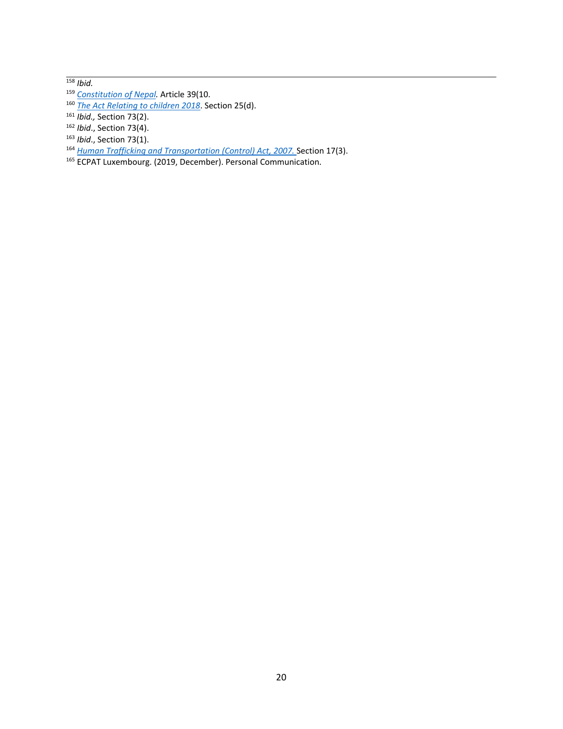[158] *Ibid.*

[159] [Constitution of Nepal](). Article 39(10.

[160] [The Act Relating to children 2018](). Section 25(d).

[161] *Ibid.,* Section 73(2).

[162] *Ibid*., Section 73(4).

[163] *Ibid*., Section 73(1).

[164] [Human Trafficking and Transportation (Control) Act, 2007.]() Section 17(3).

[165] ECPAT Luxembourg. (2019, December). Personal Communication.